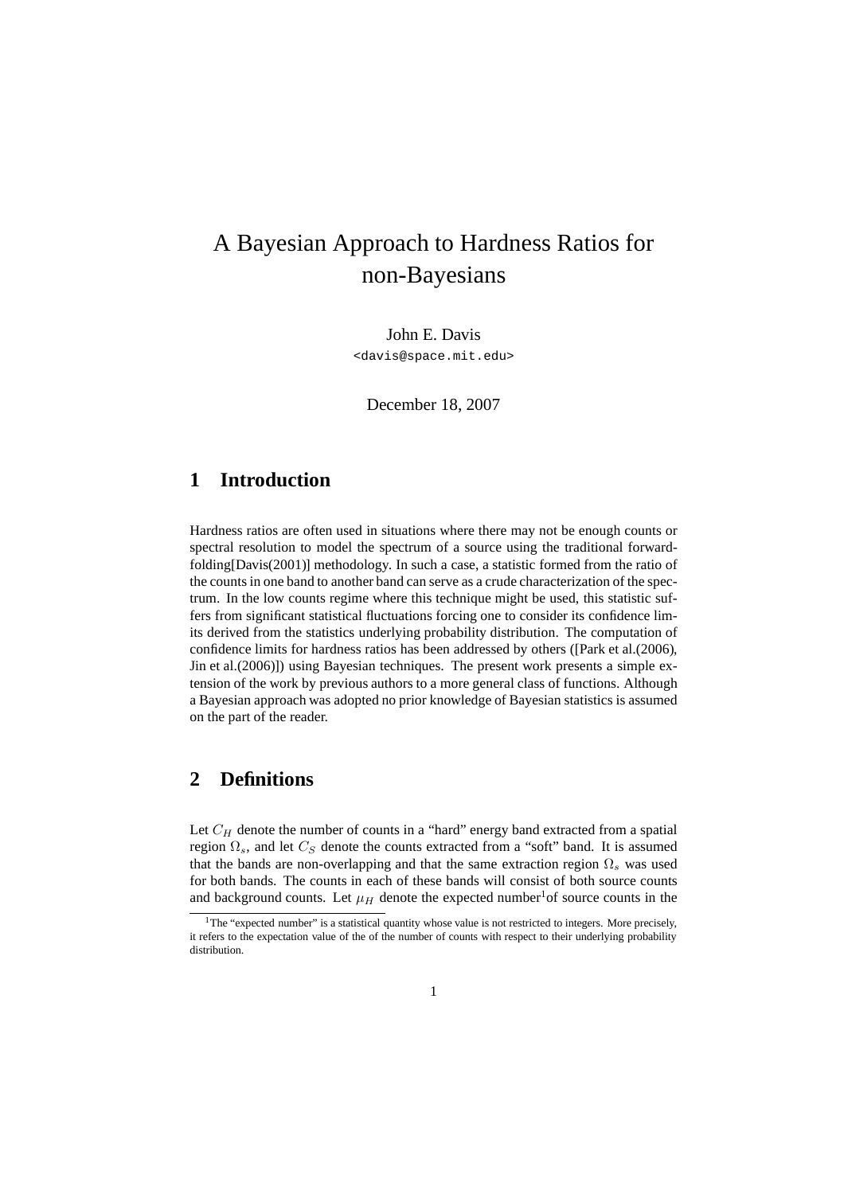# A Bayesian Approach to Hardness Ratios for non-Bayesians

John E. Davis

<davis@space.mit.edu>

December 18, 2007

## 1 Introduction

Hardness ratios are often used in situations where there may not be enough counts or spectral resolution to model the spectrum of a source using the traditional forward-folding[Davis(2001)] methodology. In such a case, a statistic formed from the ratio of the counts in one band to another band can serve as a crude characterization of the spectrum. In the low counts regime where this technique might be used, this statistic suffers from significant statistical fluctuations forcing one to consider its confidence limits derived from the statistics underlying probability distribution. The computation of confidence limits for hardness ratios has been addressed by others ([Park et al.(2006), Jin et al.(2006)]) using Bayesian techniques. The present work presents a simple extension of the work by previous authors to a more general class of functions. Although a Bayesian approach was adopted no prior knowledge of Bayesian statistics is assumed on the part of the reader.

## 2 Definitions

Let $C_H$ denote the number of counts in a "hard" energy band extracted from a spatial region $\Omega_s$, and let $C_S$ denote the counts extracted from a "soft" band. It is assumed that the bands are non-overlapping and that the same extraction region $\Omega_s$ was used for both bands. The counts in each of these bands will consist of both source counts and background counts. Let $\mu_H$ denote the expected number[1]of source counts in the

[1]The "expected number" is a statistical quantity whose value is not restricted to integers. More precisely, it refers to the expectation value of the of the number of counts with respect to their underlying probability distribution.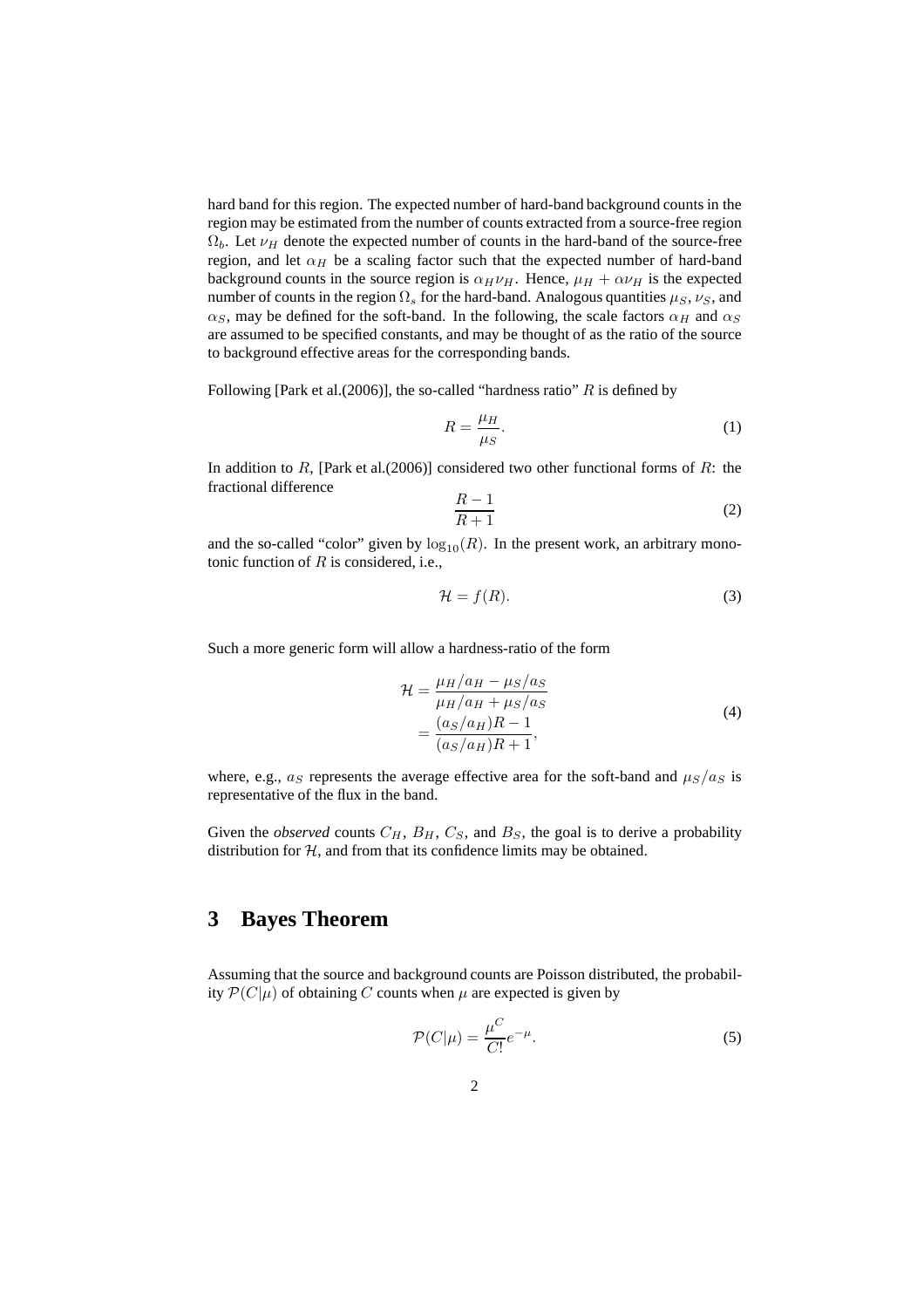hard band for this region. The expected number of hard-band background counts in the region may be estimated from the number of counts extracted from a source-free region $\Omega_b$. Let $\nu_H$ denote the expected number of counts in the hard-band of the source-free region, and let $\alpha_H$ be a scaling factor such that the expected number of hard-band background counts in the source region is $\alpha_H \nu_H$. Hence, $\mu_H + \alpha\nu_H$ is the expected number of counts in the region $\Omega_s$ for the hard-band. Analogous quantities $\mu_S$, $\nu_S$, and $\alpha_S$, may be defined for the soft-band. In the following, the scale factors $\alpha_H$ and $\alpha_S$ are assumed to be specified constants, and may be thought of as the ratio of the source to background effective areas for the corresponding bands.

Following [Park et al.(2006)], the so-called "hardness ratio" $R$ is defined by

$$R = \frac{\mu_H}{\mu_S}. \tag{1}$$

In addition to $R$, [Park et al.(2006)] considered two other functional forms of $R$: the fractional difference

$$\frac{R-1}{R+1} \tag{2}$$

and the so-called "color" given by $\log_{10}(R)$. In the present work, an arbitrary monotonic function of $R$ is considered, i.e.,

$$\mathcal{H} = f(R). \tag{3}$$

Such a more generic form will allow a hardness-ratio of the form

$$\begin{aligned} \mathcal{H} &= \frac{\mu_H/a_H - \mu_S/a_S}{\mu_H/a_H + \mu_S/a_S} \\ &= \frac{(a_S/a_H)R - 1}{(a_S/a_H)R + 1}, \end{aligned} \tag{4}$$

where, e.g., $a_S$ represents the average effective area for the soft-band and $\mu_S/a_S$ is representative of the flux in the band.

Given the *observed* counts $C_H$, $B_H$, $C_S$, and $B_S$, the goal is to derive a probability distribution for $\mathcal{H}$, and from that its confidence limits may be obtained.

# 3 Bayes Theorem

Assuming that the source and background counts are Poisson distributed, the probability $\mathcal{P}(C|\mu)$ of obtaining $C$ counts when $\mu$ are expected is given by

$$\mathcal{P}(C|\mu) = \frac{\mu^C}{C!}e^{-\mu}. \tag{5}$$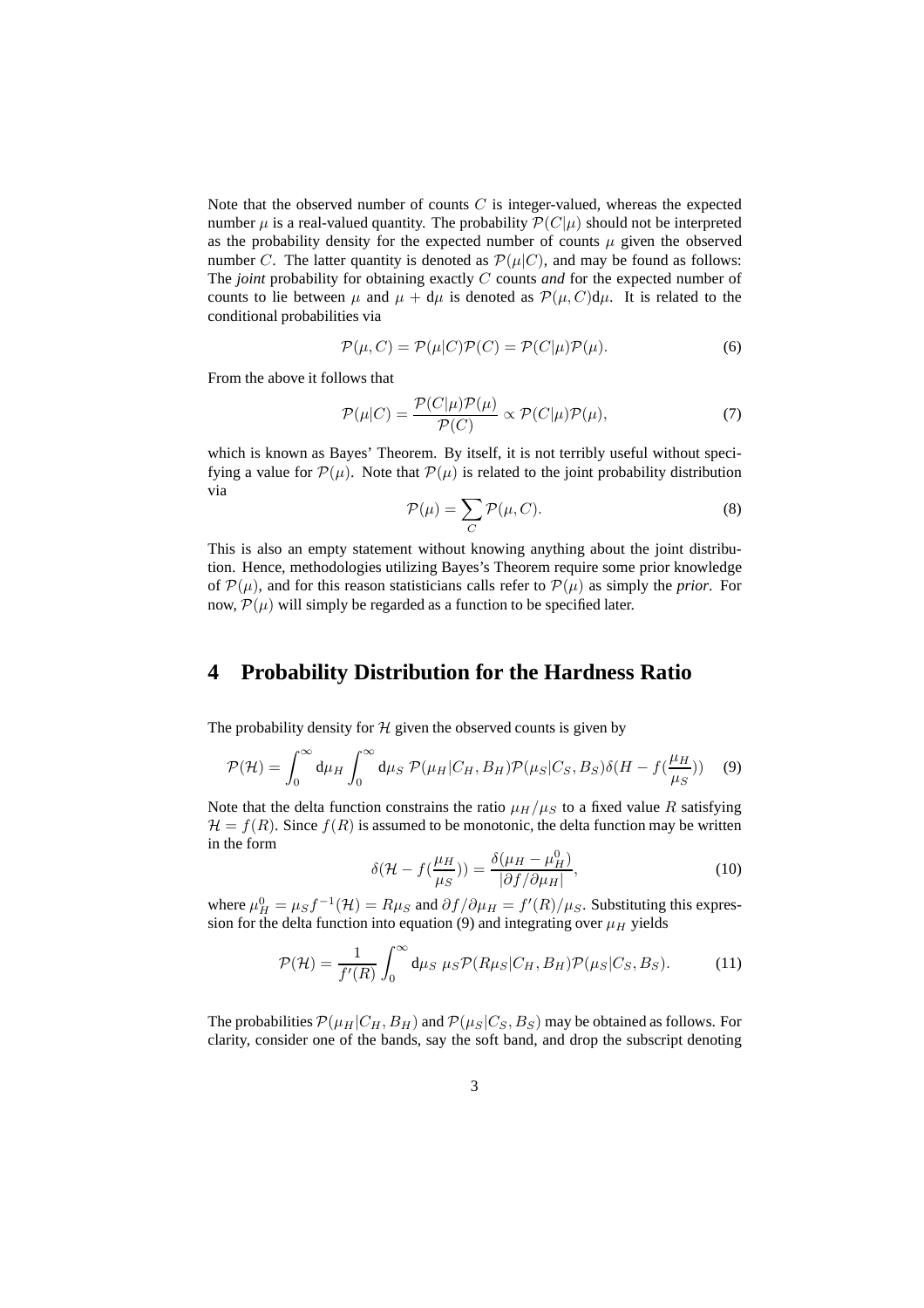Note that the observed number of counts $C$ is integer-valued, whereas the expected number $\mu$ is a real-valued quantity. The probability $\mathcal{P}(C|\mu)$ should not be interpreted as the probability density for the expected number of counts $\mu$ given the observed number $C$. The latter quantity is denoted as $\mathcal{P}(\mu|C)$, and may be found as follows: The *joint* probability for obtaining exactly $C$ counts *and* for the expected number of counts to lie between $\mu$ and $\mu + \mathrm{d}\mu$ is denoted as $\mathcal{P}(\mu, C)\mathrm{d}\mu$. It is related to the conditional probabilities via

$$\mathcal{P}(\mu, C) = \mathcal{P}(\mu|C)\mathcal{P}(C) = \mathcal{P}(C|\mu)\mathcal{P}(\mu). \tag{6}$$

From the above it follows that

$$\mathcal{P}(\mu|C) = \frac{\mathcal{P}(C|\mu)\mathcal{P}(\mu)}{\mathcal{P}(C)} \propto \mathcal{P}(C|\mu)\mathcal{P}(\mu), \tag{7}$$

which is known as Bayes' Theorem. By itself, it is not terribly useful without specifying a value for $\mathcal{P}(\mu)$. Note that $\mathcal{P}(\mu)$ is related to the joint probability distribution via

$$\mathcal{P}(\mu) = \sum_C \mathcal{P}(\mu, C). \tag{8}$$

This is also an empty statement without knowing anything about the joint distribution. Hence, methodologies utilizing Bayes's Theorem require some prior knowledge of $\mathcal{P}(\mu)$, and for this reason statisticians calls refer to $\mathcal{P}(\mu)$ as simply the *prior*. For now, $\mathcal{P}(\mu)$ will simply be regarded as a function to be specified later.

# 4 Probability Distribution for the Hardness Ratio

The probability density for $\mathcal{H}$ given the observed counts is given by

$$\mathcal{P}(\mathcal{H}) = \int_0^\infty \mathrm{d}\mu_H \int_0^\infty \mathrm{d}\mu_S \; \mathcal{P}(\mu_H|C_H, B_H)\mathcal{P}(\mu_S|C_S, B_S)\delta(H - f(\frac{\mu_H}{\mu_S})) \tag{9}$$

Note that the delta function constrains the ratio $\mu_H/\mu_S$ to a fixed value $R$ satisfying $\mathcal{H} = f(R)$. Since $f(R)$ is assumed to be monotonic, the delta function may be written in the form

$$\delta(\mathcal{H} - f(\frac{\mu_H}{\mu_S})) = \frac{\delta(\mu_H - \mu_H^0)}{|\partial f/\partial \mu_H|}, \tag{10}$$

where $\mu_H^0 = \mu_S f^{-1}(\mathcal{H}) = R\mu_S$ and $\partial f/\partial \mu_H = f'(R)/\mu_S$. Substituting this expression for the delta function into equation (9) and integrating over $\mu_H$ yields

$$\mathcal{P}(\mathcal{H}) = \frac{1}{f'(R)} \int_0^\infty \mathrm{d}\mu_S \; \mu_S \mathcal{P}(R\mu_S|C_H, B_H)\mathcal{P}(\mu_S|C_S, B_S). \tag{11}$$

The probabilities $\mathcal{P}(\mu_H|C_H, B_H)$ and $\mathcal{P}(\mu_S|C_S, B_S)$ may be obtained as follows. For clarity, consider one of the bands, say the soft band, and drop the subscript denoting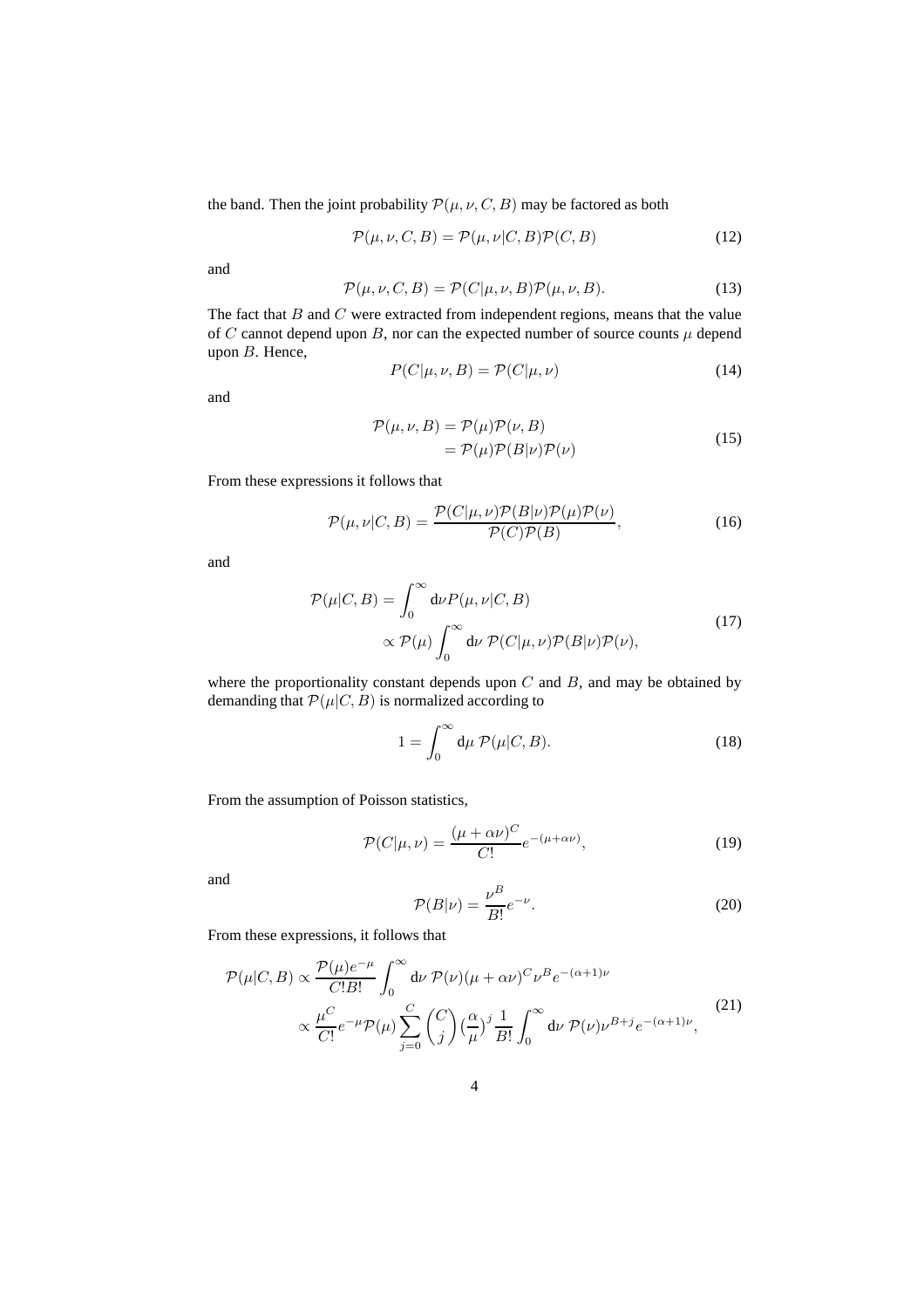the band. Then the joint probability $\mathcal{P}(\mu, \nu, C, B)$ may be factored as both

$$\mathcal{P}(\mu, \nu, C, B) = \mathcal{P}(\mu, \nu | C, B)\mathcal{P}(C, B) \tag{12}$$

and

$$\mathcal{P}(\mu, \nu, C, B) = \mathcal{P}(C | \mu, \nu, B)\mathcal{P}(\mu, \nu, B). \tag{13}$$

The fact that $B$ and $C$ were extracted from independent regions, means that the value of $C$ cannot depend upon $B$, nor can the expected number of source counts $\mu$ depend upon $B$. Hence,

$$P(C | \mu, \nu, B) = \mathcal{P}(C | \mu, \nu) \tag{14}$$

and

$$\begin{aligned} \mathcal{P}(\mu, \nu, B) &= \mathcal{P}(\mu)\mathcal{P}(\nu, B) \\ &= \mathcal{P}(\mu)\mathcal{P}(B|\nu)\mathcal{P}(\nu) \end{aligned} \tag{15}$$

From these expressions it follows that

$$\mathcal{P}(\mu, \nu | C, B) = \frac{\mathcal{P}(C|\mu, \nu)\mathcal{P}(B|\nu)\mathcal{P}(\mu)\mathcal{P}(\nu)}{\mathcal{P}(C)\mathcal{P}(B)}, \tag{16}$$

and

$$\begin{aligned} \mathcal{P}(\mu | C, B) &= \int_0^\infty \mathrm{d}\nu P(\mu, \nu | C, B) \\ &\propto \mathcal{P}(\mu) \int_0^\infty \mathrm{d}\nu \; \mathcal{P}(C|\mu, \nu)\mathcal{P}(B|\nu)\mathcal{P}(\nu), \end{aligned} \tag{17}$$

where the proportionality constant depends upon $C$ and $B$, and may be obtained by demanding that $\mathcal{P}(\mu|C, B)$ is normalized according to

$$1 = \int_0^\infty \mathrm{d}\mu \; \mathcal{P}(\mu | C, B). \tag{18}$$

From the assumption of Poisson statistics,

$$\mathcal{P}(C|\mu, \nu) = \frac{(\mu + \alpha\nu)^C}{C!} e^{-(\mu + \alpha\nu)}, \tag{19}$$

and

$$\mathcal{P}(B|\nu) = \frac{\nu^B}{B!} e^{-\nu}. \tag{20}$$

From these expressions, it follows that

$$\begin{aligned} \mathcal{P}(\mu | C, B) &\propto \frac{\mathcal{P}(\mu)e^{-\mu}}{C!B!} \int_0^\infty \mathrm{d}\nu \; \mathcal{P}(\nu)(\mu + \alpha\nu)^C \nu^B e^{-(\alpha+1)\nu} \\ &\propto \frac{\mu^C}{C!} e^{-\mu} \mathcal{P}(\mu) \sum_{j=0}^{C} \binom{C}{j} \left(\frac{\alpha}{\mu}\right)^j \frac{1}{B!} \int_0^\infty \mathrm{d}\nu \; \mathcal{P}(\nu)\nu^{B+j} e^{-(\alpha+1)\nu}, \end{aligned} \tag{21}$$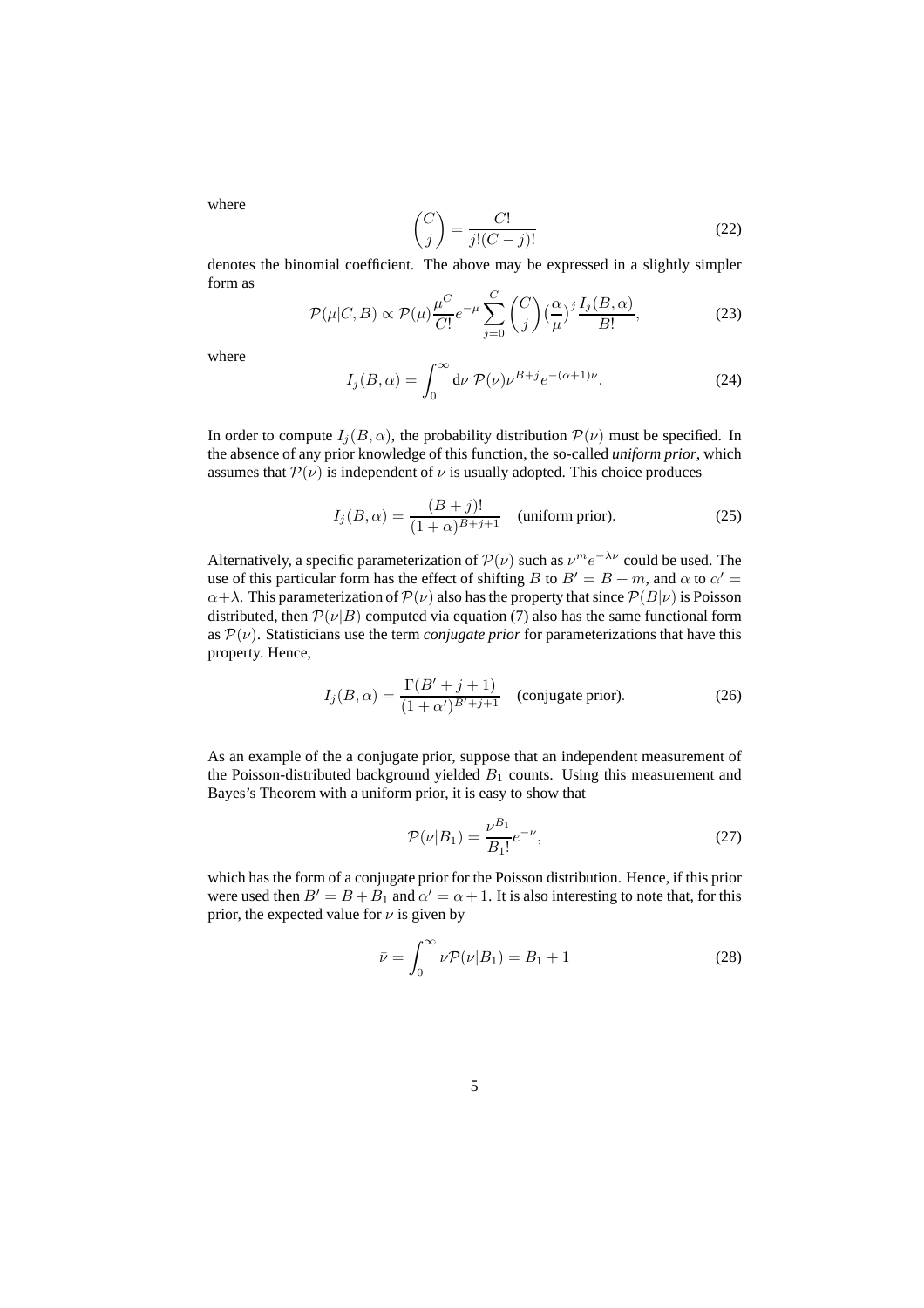where

$$\binom{C}{j} = \frac{C!}{j!(C-j)!} \tag{22}$$

denotes the binomial coefficient. The above may be expressed in a slightly simpler form as

$$\mathcal{P}(\mu|C,B) \propto \mathcal{P}(\mu)\frac{\mu^C}{C!}e^{-\mu}\sum_{j=0}^{C}\binom{C}{j}\left(\frac{\alpha}{\mu}\right)^j\frac{I_j(B,\alpha)}{B!}, \tag{23}$$

where

$$I_j(B,\alpha) = \int_0^\infty \mathrm{d}\nu\ \mathcal{P}(\nu)\nu^{B+j}e^{-(\alpha+1)\nu}. \tag{24}$$

In order to compute $I_j(B,\alpha)$, the probability distribution $\mathcal{P}(\nu)$ must be specified. In the absence of any prior knowledge of this function, the so-called *uniform prior*, which assumes that $\mathcal{P}(\nu)$ is independent of $\nu$ is usually adopted. This choice produces

$$I_j(B,\alpha) = \frac{(B+j)!}{(1+\alpha)^{B+j+1}} \quad \text{(uniform prior)}. \tag{25}$$

Alternatively, a specific parameterization of $\mathcal{P}(\nu)$ such as $\nu^m e^{-\lambda\nu}$ could be used. The use of this particular form has the effect of shifting $B$ to $B' = B + m$, and $\alpha$ to $\alpha' = \alpha+\lambda$. This parameterization of $\mathcal{P}(\nu)$ also has the property that since $\mathcal{P}(B|\nu)$ is Poisson distributed, then $\mathcal{P}(\nu|B)$ computed via equation (7) also has the same functional form as $\mathcal{P}(\nu)$. Statisticians use the term *conjugate prior* for parameterizations that have this property. Hence,

$$I_j(B,\alpha) = \frac{\Gamma(B'+j+1)}{(1+\alpha')^{B'+j+1}} \quad \text{(conjugate prior)}. \tag{26}$$

As an example of the a conjugate prior, suppose that an independent measurement of the Poisson-distributed background yielded $B_1$ counts. Using this measurement and Bayes's Theorem with a uniform prior, it is easy to show that

$$\mathcal{P}(\nu|B_1) = \frac{\nu^{B_1}}{B_1!}e^{-\nu}, \tag{27}$$

which has the form of a conjugate prior for the Poisson distribution. Hence, if this prior were used then $B' = B + B_1$ and $\alpha' = \alpha + 1$. It is also interesting to note that, for this prior, the expected value for $\nu$ is given by

$$\bar{\nu} = \int_0^\infty \nu\mathcal{P}(\nu|B_1) = B_1 + 1 \tag{28}$$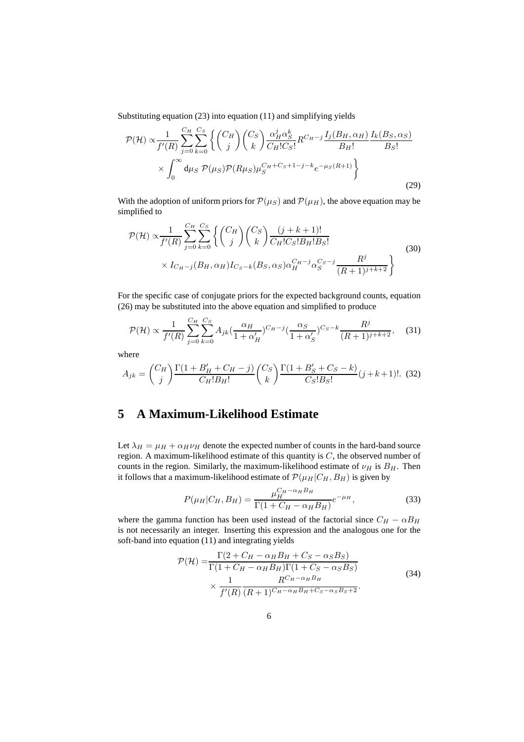Substituting equation (23) into equation (11) and simplifying yields

$$
\begin{aligned}
\mathcal{P}(\mathcal{H}) \propto & \frac{1}{f'(R)} \sum_{j=0}^{C_H} \sum_{k=0}^{C_S} \left\{ \binom{C_H}{j} \binom{C_S}{k} \frac{\alpha_H^j \alpha_S^k}{C_H! C_S!} R^{C_H - j} \frac{I_j(B_H, \alpha_H)}{B_H!} \frac{I_k(B_S, \alpha_S)}{B_S!} \right. \\
& \left. \times \int_0^\infty \mathrm{d}\mu_S \; \mathcal{P}(\mu_S) \mathcal{P}(R\mu_S) \mu_S^{C_H + C_S + 1 - j - k} e^{-\mu_S (R+1)} \right\}
\end{aligned}
\tag{29}
$$

With the adoption of uniform priors for $\mathcal{P}(\mu_S)$ and $\mathcal{P}(\mu_H)$, the above equation may be simplified to

$$
\begin{aligned}
\mathcal{P}(\mathcal{H}) \propto & \frac{1}{f'(R)} \sum_{j=0}^{C_H} \sum_{k=0}^{C_S} \left\{ \binom{C_H}{j} \binom{C_S}{k} \frac{(j+k+1)!}{C_H! C_S! B_H! B_S!} \right. \\
& \left. \times I_{C_H - j}(B_H, \alpha_H) I_{C_S - k}(B_S, \alpha_S) \alpha_H^{C_H - j} \alpha_S^{C_S - j} \frac{R^j}{(R+1)^{j+k+2}} \right\}
\end{aligned}
\tag{30}
$$

For the specific case of conjugate priors for the expected background counts, equation (26) may be substituted into the above equation and simplified to produce

$$
\mathcal{P}(\mathcal{H}) \propto \frac{1}{f'(R)} \sum_{j=0}^{C_H} \sum_{k=0}^{C_S} A_{jk} (\frac{\alpha_H}{1+\alpha_H'})^{C_H - j} (\frac{\alpha_S}{1+\alpha_S'})^{C_S - k} \frac{R^j}{(R+1)^{j+k+2}}, \tag{31}
$$

where

$$
A_{jk} = \binom{C_H}{j} \frac{\Gamma(1 + B_H' + C_H - j)}{C_H! B_H!} \binom{C_S}{k} \frac{\Gamma(1 + B_S' + C_S - k)}{C_S! B_S!} (j+k+1)!. \tag{32}
$$

## 5 A Maximum-Likelihood Estimate

Let $\lambda_H = \mu_H + \alpha_H \nu_H$ denote the expected number of counts in the hard-band source region. A maximum-likelihood estimate of this quantity is $C$, the observed number of counts in the region. Similarly, the maximum-likelihood estimate of $\nu_H$ is $B_H$. Then it follows that a maximum-likelihood estimate of $\mathcal{P}(\mu_H | C_H, B_H)$ is given by

$$
P(\mu_H | C_H, B_H) = \frac{\mu_H^{C_H - \alpha_H B_H}}{\Gamma(1 + C_H - \alpha_H B_H)} e^{-\mu_H}, \tag{33}
$$

where the gamma function has been used instead of the factorial since $C_H - \alpha B_H$ is not necessarily an integer. Inserting this expression and the analogous one for the soft-band into equation (11) and integrating yields

$$
\begin{aligned}
\mathcal{P}(\mathcal{H}) = & \frac{\Gamma(2 + C_H - \alpha_H B_H + C_S - \alpha_S B_S)}{\Gamma(1 + C_H - \alpha_H B_H) \Gamma(1 + C_S - \alpha_S B_S)} \\
& \times \frac{1}{f'(R)} \frac{R^{C_H - \alpha_H B_H}}{(R+1)^{C_H - \alpha_H B_H + C_S - \alpha_S B_S + 2}}.
\end{aligned}
\tag{34}
$$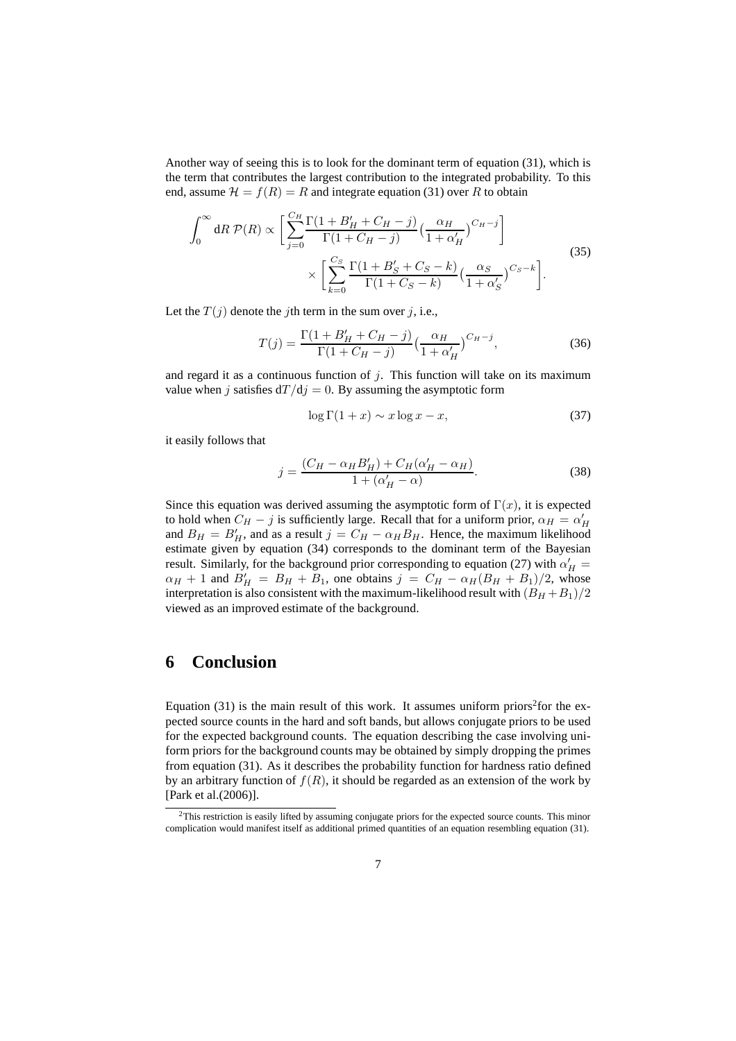Another way of seeing this is to look for the dominant term of equation (31), which is the term that contributes the largest contribution to the integrated probability. To this end, assume $\mathcal{H} = f(R) = R$ and integrate equation (31) over $R$ to obtain

$$
\begin{aligned}
\int_0^\infty \mathrm{d}R\, \mathcal{P}(R) \propto & \Big[ \sum_{j=0}^{C_H} \frac{\Gamma(1 + B'_H + C_H - j)}{\Gamma(1 + C_H - j)} \big(\frac{\alpha_H}{1 + \alpha'_H}\big)^{C_H - j} \Big] \\
& \times \Big[ \sum_{k=0}^{C_S} \frac{\Gamma(1 + B'_S + C_S - k)}{\Gamma(1 + C_S - k)} \big(\frac{\alpha_S}{1 + \alpha'_S}\big)^{C_S - k} \Big].
\end{aligned} \tag{35}
$$

Let the $T(j)$ denote the $j$th term in the sum over $j$, i.e.,

$$
T(j) = \frac{\Gamma(1 + B'_H + C_H - j)}{\Gamma(1 + C_H - j)} \big(\frac{\alpha_H}{1 + \alpha'_H}\big)^{C_H - j}, \tag{36}
$$

and regard it as a continuous function of $j$. This function will take on its maximum value when $j$ satisfies $\mathrm{d}T/\mathrm{d}j = 0$. By assuming the asymptotic form

$$
\log \Gamma(1 + x) \sim x \log x - x, \tag{37}
$$

it easily follows that

$$
j = \frac{(C_H - \alpha_H B'_H) + C_H(\alpha'_H - \alpha_H)}{1 + (\alpha'_H - \alpha)}. \tag{38}
$$

Since this equation was derived assuming the asymptotic form of $\Gamma(x)$, it is expected to hold when $C_H - j$ is sufficiently large. Recall that for a uniform prior, $\alpha_H = \alpha'_H$ and $B_H = B'_H$, and as a result $j = C_H - \alpha_H B_H$. Hence, the maximum likelihood estimate given by equation (34) corresponds to the dominant term of the Bayesian result. Similarly, for the background prior corresponding to equation (27) with $\alpha'_H = \alpha_H + 1$ and $B'_H = B_H + B_1$, one obtains $j = C_H - \alpha_H(B_H + B_1)/2$, whose interpretation is also consistent with the maximum-likelihood result with $(B_H + B_1)/2$ viewed as an improved estimate of the background.

# 6 Conclusion

Equation (31) is the main result of this work. It assumes uniform priors[2] for the expected source counts in the hard and soft bands, but allows conjugate priors to be used for the expected background counts. The equation describing the case involving uniform priors for the background counts may be obtained by simply dropping the primes from equation (31). As it describes the probability function for hardness ratio defined by an arbitrary function of $f(R)$, it should be regarded as an extension of the work by [Park et al.(2006)].

[2] This restriction is easily lifted by assuming conjugate priors for the expected source counts. This minor complication would manifest itself as additional primed quantities of an equation resembling equation (31).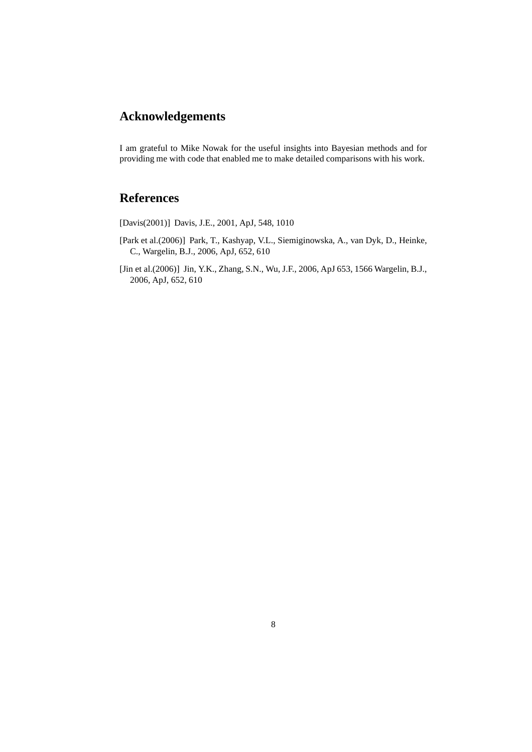## Acknowledgements

I am grateful to Mike Nowak for the useful insights into Bayesian methods and for providing me with code that enabled me to make detailed comparisons with his work.

## References

[Davis(2001)] Davis, J.E., 2001, ApJ, 548, 1010

[Park et al.(2006)] Park, T., Kashyap, V.L., Siemiginowska, A., van Dyk, D., Heinke, C., Wargelin, B.J., 2006, ApJ, 652, 610

[Jin et al.(2006)] Jin, Y.K., Zhang, S.N., Wu, J.F., 2006, ApJ 653, 1566 Wargelin, B.J., 2006, ApJ, 652, 610